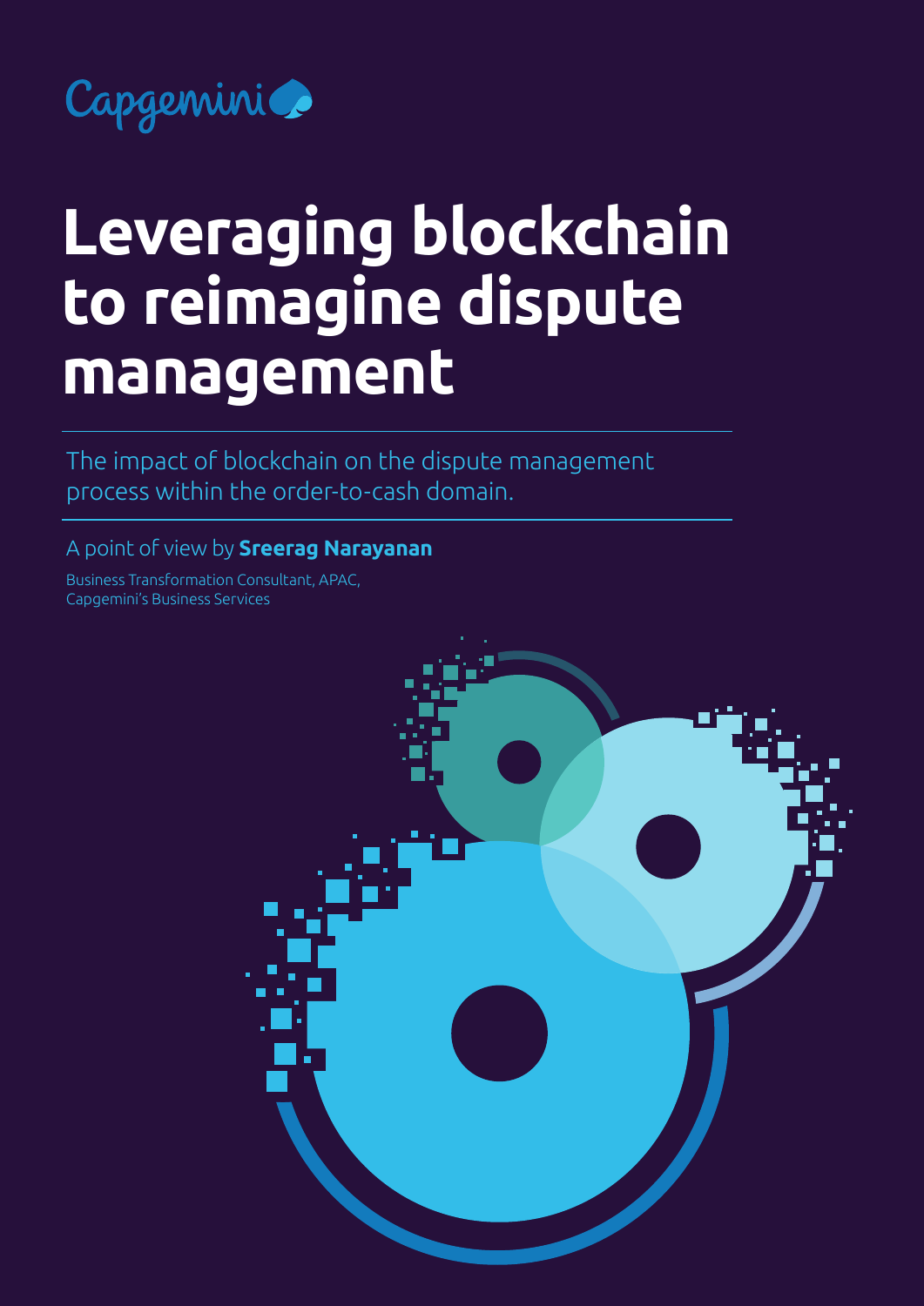Capgemini

# Leveraging blockchain to reimagine dispute management

The impact of blockchain on the dispute management process within the order-to-cash domain.

A point of view by **Sreerag Narayanan**

Business Transformation Consultant, APAC,
Capgemini's Business Services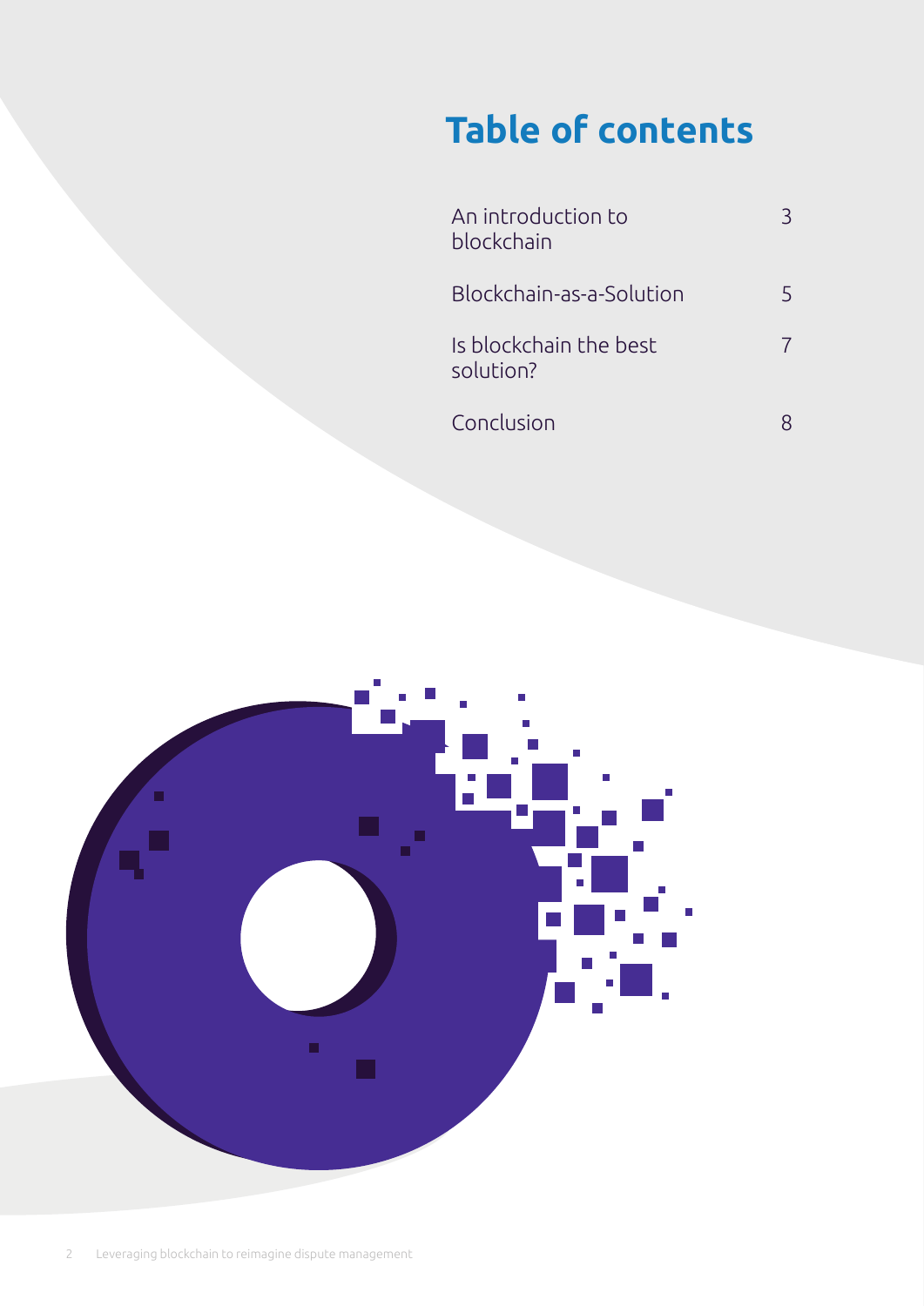# Table of contents

| | |
|---|---|
| An introduction to blockchain | 3 |
| Blockchain-as-a-Solution | 5 |
| Is blockchain the best solution? | 7 |
| Conclusion | 8 |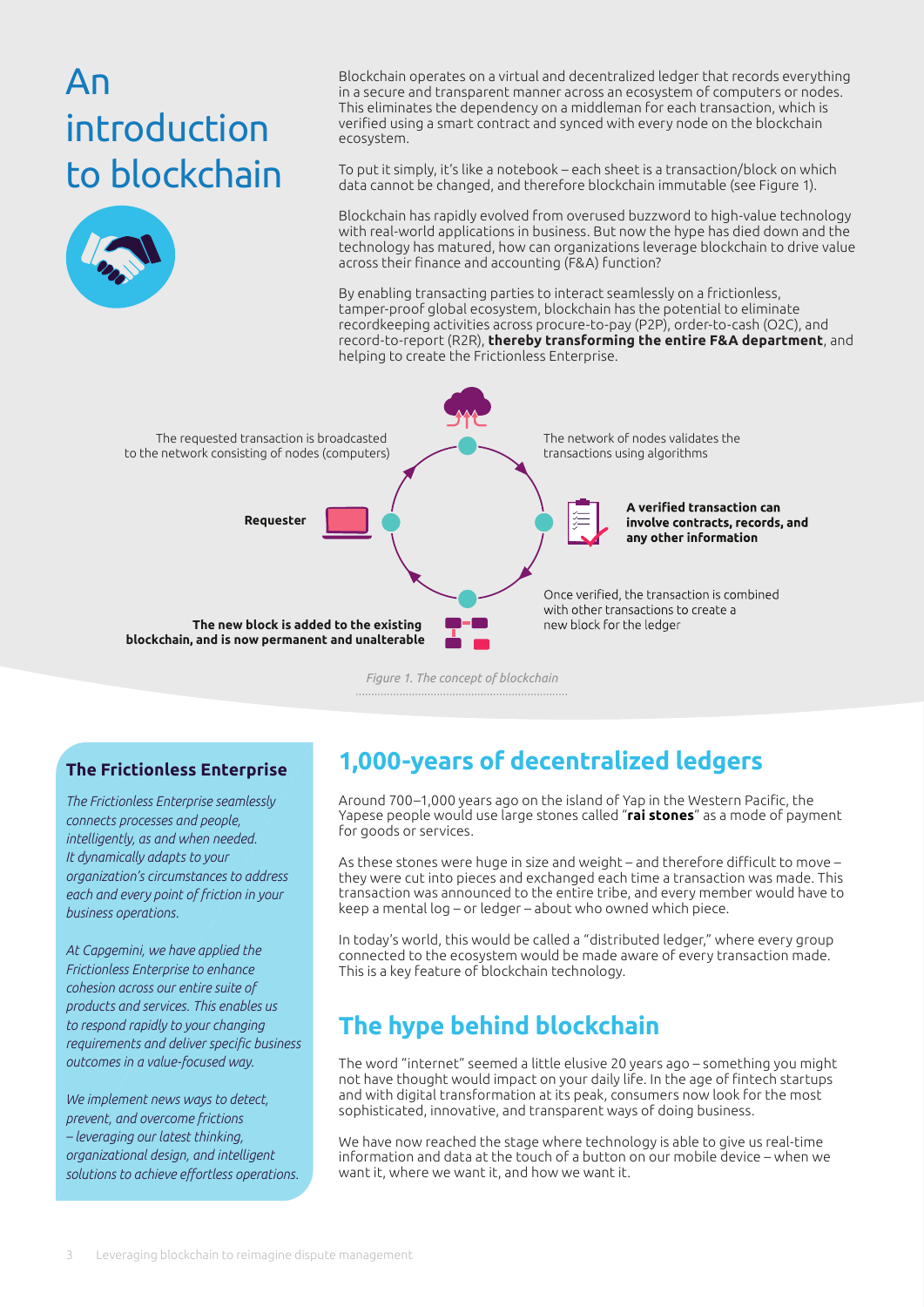# An introduction to blockchain

Blockchain operates on a virtual and decentralized ledger that records everything in a secure and transparent manner across an ecosystem of computers or nodes. This eliminates the dependency on a middleman for each transaction, which is verified using a smart contract and synced with every node on the blockchain ecosystem.

To put it simply, it's like a notebook – each sheet is a transaction/block on which data cannot be changed, and therefore blockchain immutable (see Figure 1).

Blockchain has rapidly evolved from overused buzzword to high-value technology with real-world applications in business. But now the hype has died down and the technology has matured, how can organizations leverage blockchain to drive value across their finance and accounting (F&A) function?

By enabling transacting parties to interact seamlessly on a frictionless, tamper-proof global ecosystem, blockchain has the potential to eliminate recordkeeping activities across procure-to-pay (P2P), order-to-cash (O2C), and record-to-report (R2R), **thereby transforming the entire F&A department**, and helping to create the Frictionless Enterprise.

The requested transaction is broadcasted to the network consisting of nodes (computers)

The network of nodes validates the transactions using algorithms

**Requester**

**A verified transaction can involve contracts, records, and any other information**

Once verified, the transaction is combined with other transactions to create a new block for the ledger

**The new block is added to the existing blockchain, and is now permanent and unalterable**

*Figure 1. The concept of blockchain*

## The Frictionless Enterprise

*The Frictionless Enterprise seamlessly connects processes and people, intelligently, as and when needed. It dynamically adapts to your organization's circumstances to address each and every point of friction in your business operations.*

*At Capgemini, we have applied the Frictionless Enterprise to enhance cohesion across our entire suite of products and services. This enables us to respond rapidly to your changing requirements and deliver specific business outcomes in a value-focused way.*

*We implement news ways to detect, prevent, and overcome frictions – leveraging our latest thinking, organizational design, and intelligent solutions to achieve effortless operations.*

## 1,000-years of decentralized ledgers

Around 700–1,000 years ago on the island of Yap in the Western Pacific, the Yapese people would use large stones called "**rai stones**" as a mode of payment for goods or services.

As these stones were huge in size and weight – and therefore difficult to move – they were cut into pieces and exchanged each time a transaction was made. This transaction was announced to the entire tribe, and every member would have to keep a mental log – or ledger – about who owned which piece.

In today's world, this would be called a "distributed ledger," where every group connected to the ecosystem would be made aware of every transaction made. This is a key feature of blockchain technology.

## The hype behind blockchain

The word "internet" seemed a little elusive 20 years ago – something you might not have thought would impact on your daily life. In the age of fintech startups and with digital transformation at its peak, consumers now look for the most sophisticated, innovative, and transparent ways of doing business.

We have now reached the stage where technology is able to give us real-time information and data at the touch of a button on our mobile device – when we want it, where we want it, and how we want it.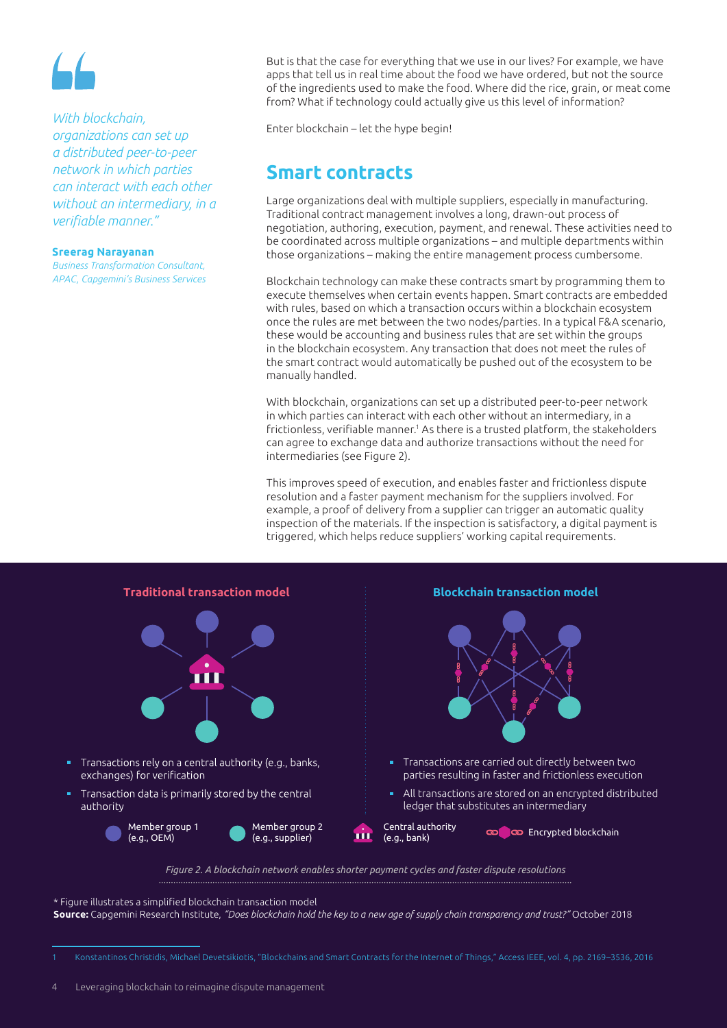> *With blockchain, organizations can set up a distributed peer-to-peer network in which parties can interact with each other without an intermediary, in a verifiable manner."*
>
> **Sreerag Narayanan**
> *Business Transformation Consultant, APAC, Capgemini's Business Services*

But is that the case for everything that we use in our lives? For example, we have apps that tell us in real time about the food we have ordered, but not the source of the ingredients used to make the food. Where did the rice, grain, or meat come from? What if technology could actually give us this level of information?

Enter blockchain – let the hype begin!

## Smart contracts

Large organizations deal with multiple suppliers, especially in manufacturing. Traditional contract management involves a long, drawn-out process of negotiation, authoring, execution, payment, and renewal. These activities need to be coordinated across multiple organizations – and multiple departments within those organizations – making the entire management process cumbersome.

Blockchain technology can make these contracts smart by programming them to execute themselves when certain events happen. Smart contracts are embedded with rules, based on which a transaction occurs within a blockchain ecosystem once the rules are met between the two nodes/parties. In a typical F&A scenario, these would be accounting and business rules that are set within the groups in the blockchain ecosystem. Any transaction that does not meet the rules of the smart contract would automatically be pushed out of the ecosystem to be manually handled.

With blockchain, organizations can set up a distributed peer-to-peer network in which parties can interact with each other without an intermediary, in a frictionless, verifiable manner.[1] As there is a trusted platform, the stakeholders can agree to exchange data and authorize transactions without the need for intermediaries (see Figure 2).

This improves speed of execution, and enables faster and frictionless dispute resolution and a faster payment mechanism for the suppliers involved. For example, a proof of delivery from a supplier can trigger an automatic quality inspection of the materials. If the inspection is satisfactory, a digital payment is triggered, which helps reduce suppliers' working capital requirements.

**Traditional transaction model**

- Transactions rely on a central authority (e.g., banks, exchanges) for verification
- Transaction data is primarily stored by the central authority

**Blockchain transaction model**

- Transactions are carried out directly between two parties resulting in faster and frictionless execution
- All transactions are stored on an encrypted distributed ledger that substitutes an intermediary

Member group 1 (e.g., OEM) | Member group 2 (e.g., supplier) | Central authority (e.g., bank) | Encrypted blockchain

*Figure 2. A blockchain network enables shorter payment cycles and faster dispute resolutions*

* Figure illustrates a simplified blockchain transaction model

**Source:** Capgemini Research Institute, *"Does blockchain hold the key to a new age of supply chain transparency and trust?"* October 2018

1 Konstantinos Christidis, Michael Devetsikiotis, "Blockchains and Smart Contracts for the Internet of Things," Access IEEE, vol. 4, pp. 2169–3536, 2016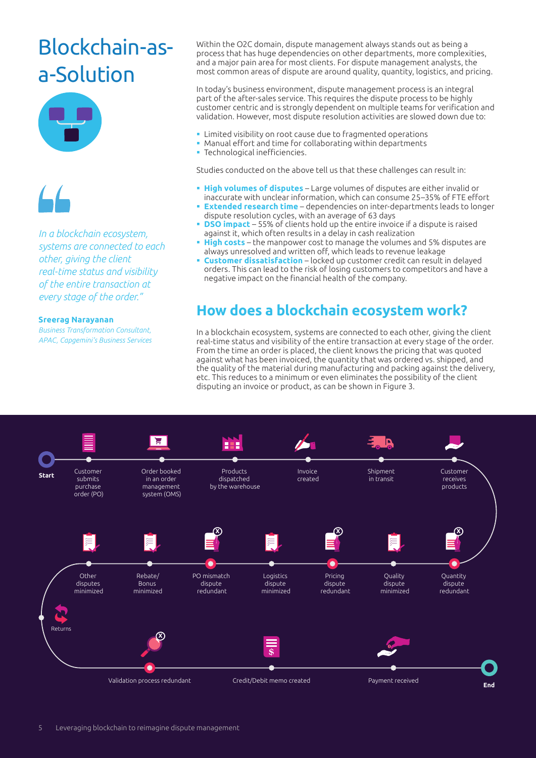# Blockchain-as-a-Solution

> *In a blockchain ecosystem, systems are connected to each other, giving the client real-time status and visibility of the entire transaction at every stage of the order."*

**Sreerag Narayanan**
*Business Transformation Consultant, APAC, Capgemini's Business Services*

Within the O2C domain, dispute management always stands out as being a process that has huge dependencies on other departments, more complexities, and a major pain area for most clients. For dispute management analysts, the most common areas of dispute are around quality, quantity, logistics, and pricing.

In today's business environment, dispute management process is an integral part of the after-sales service. This requires the dispute process to be highly customer centric and is strongly dependent on multiple teams for verification and validation. However, most dispute resolution activities are slowed down due to:

- Limited visibility on root cause due to fragmented operations
- Manual effort and time for collaborating within departments
- Technological inefficiencies.

Studies conducted on the above tell us that these challenges can result in:

- **High volumes of disputes** – Large volumes of disputes are either invalid or inaccurate with unclear information, which can consume 25–35% of FTE effort
- **Extended research time** – dependencies on inter-departments leads to longer dispute resolution cycles, with an average of 63 days
- **DSO impact** – 55% of clients hold up the entire invoice if a dispute is raised against it, which often results in a delay in cash realization
- **High costs** – the manpower cost to manage the volumes and 5% disputes are always unresolved and written off, which leads to revenue leakage
- **Customer dissatisfaction** – locked up customer credit can result in delayed orders. This can lead to the risk of losing customers to competitors and have a negative impact on the financial health of the company.

## How does a blockchain ecosystem work?

In a blockchain ecosystem, systems are connected to each other, giving the client real-time status and visibility of the entire transaction at every stage of the order. From the time an order is placed, the client knows the pricing that was quoted against what has been invoiced, the quantity that was ordered vs. shipped, and the quality of the material during manufacturing and packing against the delivery, etc. This reduces to a minimum or even eliminates the possibility of the client disputing an invoice or product, as can be shown in Figure 3.

Start → Customer submits purchase order (PO) → Order booked in an order management system (OMS) → Products dispatched by the warehouse → Invoice created → Shipment in transit → Customer receives products → Quantity dispute redundant → Quality dispute minimized → Pricing dispute redundant → Logistics dispute minimized → PO mismatch dispute redundant → Rebate/Bonus minimized → Other disputes minimized → Returns → Validation process redundant → Credit/Debit memo created → Payment received → End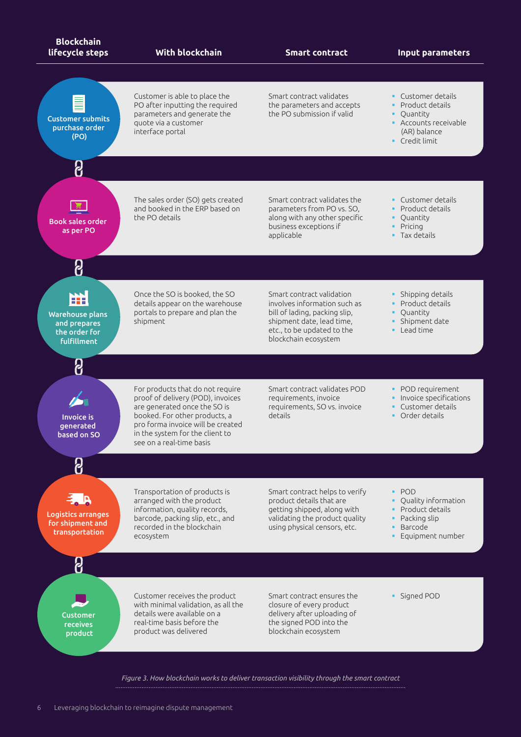| Blockchain lifecycle steps | With blockchain | Smart contract | Input parameters |
| --- | --- | --- | --- |
| Customer submits purchase order (PO) | Customer is able to place the PO after inputting the required parameters and generate the quote via a customer interface portal | Smart contract validates the parameters and accepts the PO submission if valid | • Customer details<br>• Product details<br>• Quantity<br>• Accounts receivable (AR) balance<br>• Credit limit |
| Book sales order as per PO | The sales order (SO) gets created and booked in the ERP based on the PO details | Smart contract validates the parameters from PO vs. SO, along with any other specific business exceptions if applicable | • Customer details<br>• Product details<br>• Quantity<br>• Pricing<br>• Tax details |
| Warehouse plans and prepares the order for fulfillment | Once the SO is booked, the SO details appear on the warehouse portals to prepare and plan the shipment | Smart contract validation involves information such as bill of lading, packing slip, shipment date, lead time, etc., to be updated to the blockchain ecosystem | • Shipping details<br>• Product details<br>• Quantity<br>• Shipment date<br>• Lead time |
| Invoice is generated based on SO | For products that do not require proof of delivery (POD), invoices are generated once the SO is booked. For other products, a pro forma invoice will be created in the system for the client to see on a real-time basis | Smart contract validates POD requirements, invoice requirements, SO vs. invoice details | • POD requirement<br>• Invoice specifications<br>• Customer details<br>• Order details |
| Logistics arranges for shipment and transportation | Transportation of products is arranged with the product information, quality records, barcode, packing slip, etc., and recorded in the blockchain ecosystem | Smart contract helps to verify product details that are getting shipped, along with validating the product quality using physical censors, etc. | • POD<br>• Quality information<br>• Product details<br>• Packing slip<br>• Barcode<br>• Equipment number |
| Customer receives product | Customer receives the product with minimal validation, as all the details were available on a real-time basis before the product was delivered | Smart contract ensures the closure of every product delivery after uploading of the signed POD into the blockchain ecosystem | • Signed POD |

*Figure 3. How blockchain works to deliver transaction visibility through the smart contract*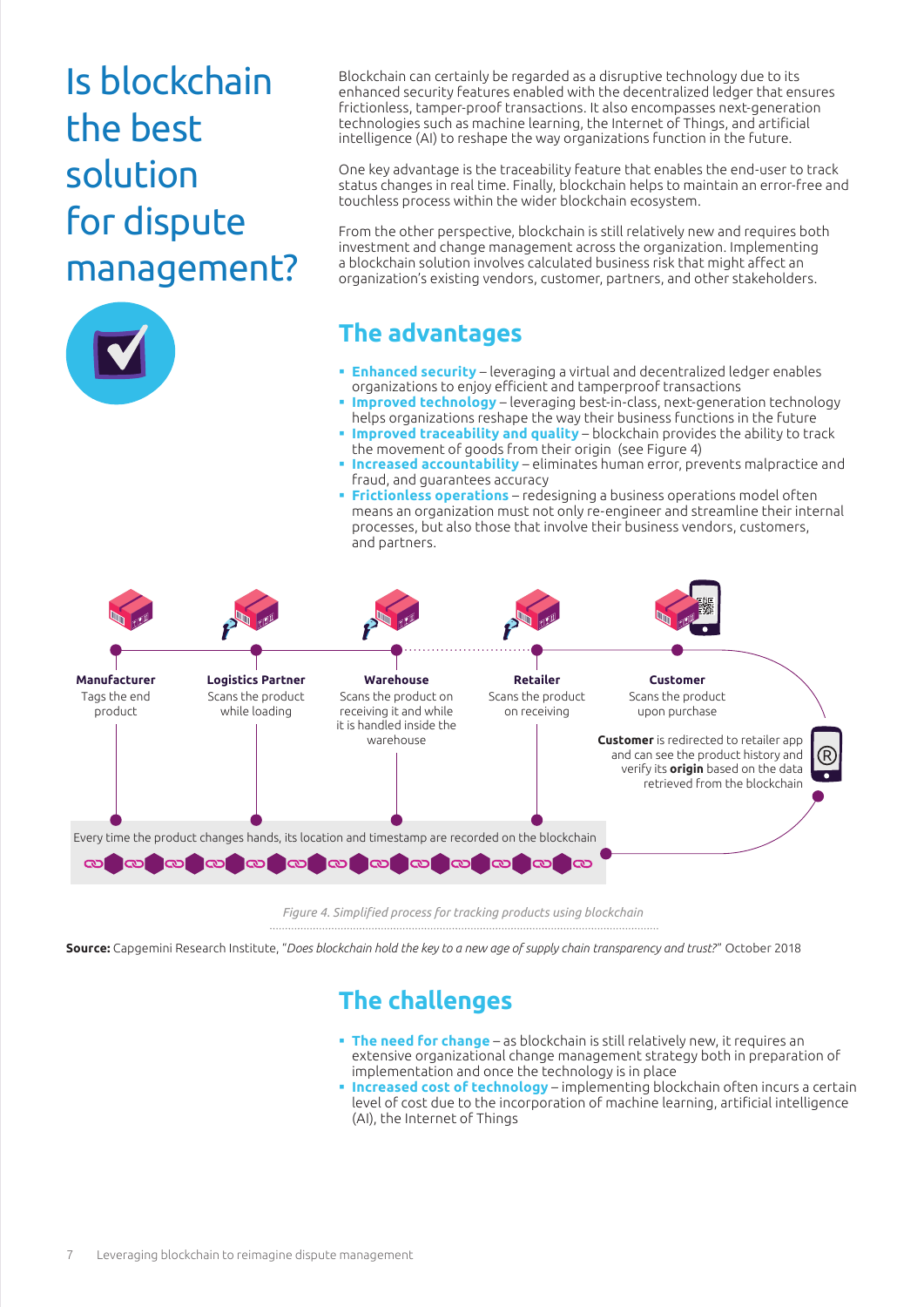# Is blockchain the best solution for dispute management?

Blockchain can certainly be regarded as a disruptive technology due to its enhanced security features enabled with the decentralized ledger that ensures frictionless, tamper-proof transactions. It also encompasses next-generation technologies such as machine learning, the Internet of Things, and artificial intelligence (AI) to reshape the way organizations function in the future.

One key advantage is the traceability feature that enables the end-user to track status changes in real time. Finally, blockchain helps to maintain an error-free and touchless process within the wider blockchain ecosystem.

From the other perspective, blockchain is still relatively new and requires both investment and change management across the organization. Implementing a blockchain solution involves calculated business risk that might affect an organization's existing vendors, customer, partners, and other stakeholders.

## The advantages

- **Enhanced security** – leveraging a virtual and decentralized ledger enables organizations to enjoy efficient and tamperproof transactions
- **Improved technology** – leveraging best-in-class, next-generation technology helps organizations reshape the way their business functions in the future
- **Improved traceability and quality** – blockchain provides the ability to track the movement of goods from their origin (see Figure 4)
- **Increased accountability** – eliminates human error, prevents malpractice and fraud, and guarantees accuracy
- **Frictionless operations** – redesigning a business operations model often means an organization must not only re-engineer and streamline their internal processes, but also those that involve their business vendors, customers, and partners.

**Manufacturer** Tags the end product

**Logistics Partner** Scans the product while loading

**Warehouse** Scans the product on receiving it and while it is handled inside the warehouse

**Retailer** Scans the product on receiving

**Customer** Scans the product upon purchase

**Customer** is redirected to retailer app and can see the product history and verify its **origin** based on the data retrieved from the blockchain

Every time the product changes hands, its location and timestamp are recorded on the blockchain

*Figure 4. Simplified process for tracking products using blockchain*

**Source:** Capgemini Research Institute, "*Does blockchain hold the key to a new age of supply chain transparency and trust?*" October 2018

## The challenges

- **The need for change** – as blockchain is still relatively new, it requires an extensive organizational change management strategy both in preparation of implementation and once the technology is in place
- **Increased cost of technology** – implementing blockchain often incurs a certain level of cost due to the incorporation of machine learning, artificial intelligence (AI), the Internet of Things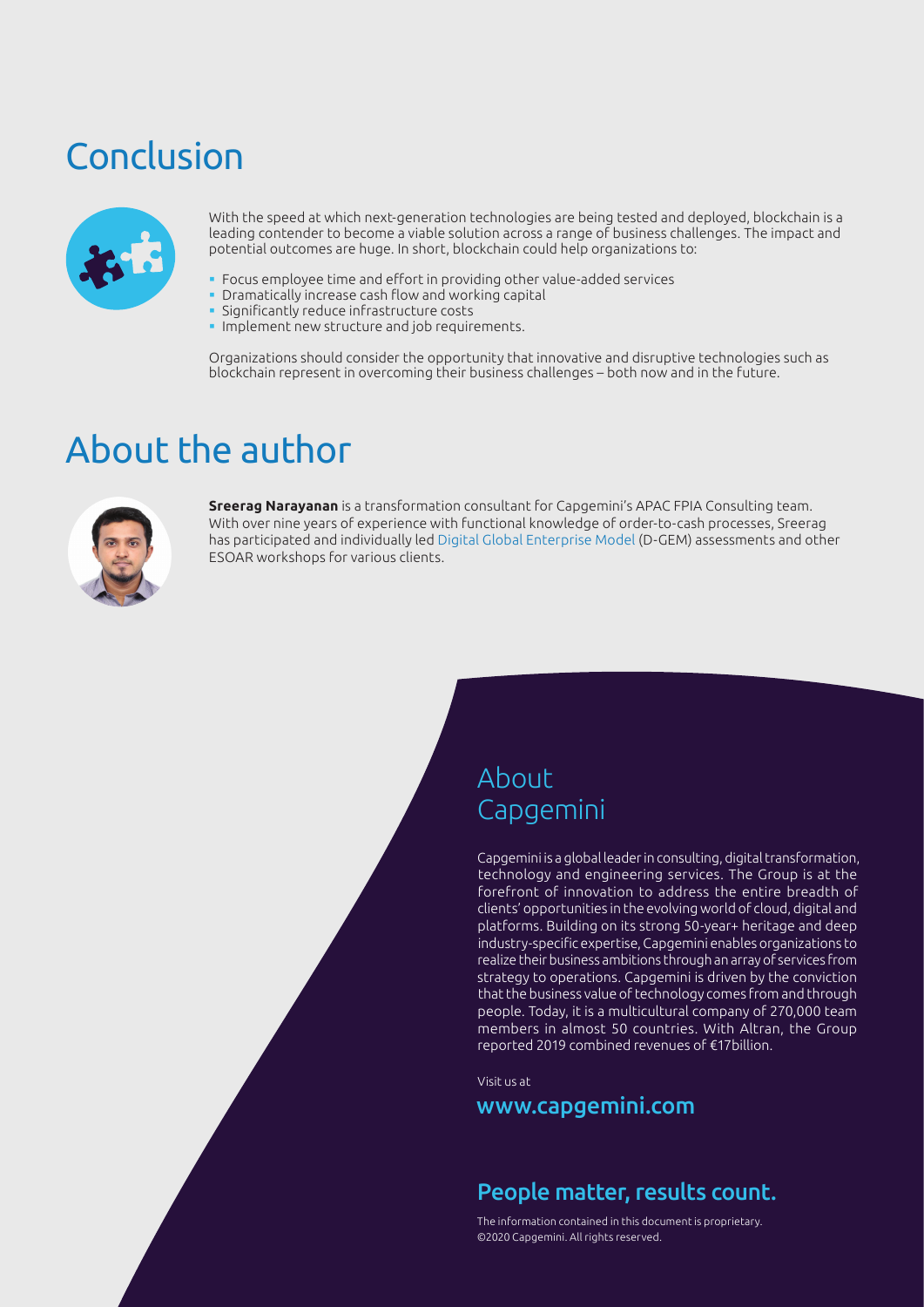# Conclusion

With the speed at which next-generation technologies are being tested and deployed, blockchain is a leading contender to become a viable solution across a range of business challenges. The impact and potential outcomes are huge. In short, blockchain could help organizations to:

- Focus employee time and effort in providing other value-added services
- Dramatically increase cash flow and working capital
- Significantly reduce infrastructure costs
- Implement new structure and job requirements.

Organizations should consider the opportunity that innovative and disruptive technologies such as blockchain represent in overcoming their business challenges – both now and in the future.

# About the author

**Sreerag Narayanan** is a transformation consultant for Capgemini's APAC FPIA Consulting team. With over nine years of experience with functional knowledge of order-to-cash processes, Sreerag has participated and individually led Digital Global Enterprise Model (D-GEM) assessments and other ESOAR workshops for various clients.

## About Capgemini

Capgemini is a global leader in consulting, digital transformation, technology and engineering services. The Group is at the forefront of innovation to address the entire breadth of clients' opportunities in the evolving world of cloud, digital and platforms. Building on its strong 50-year+ heritage and deep industry-specific expertise, Capgemini enables organizations to realize their business ambitions through an array of services from strategy to operations. Capgemini is driven by the conviction that the business value of technology comes from and through people. Today, it is a multicultural company of 270,000 team members in almost 50 countries. With Altran, the Group reported 2019 combined revenues of €17billion.

Visit us at

**www.capgemini.com**

**People matter, results count.**

The information contained in this document is proprietary.
©2020 Capgemini. All rights reserved.